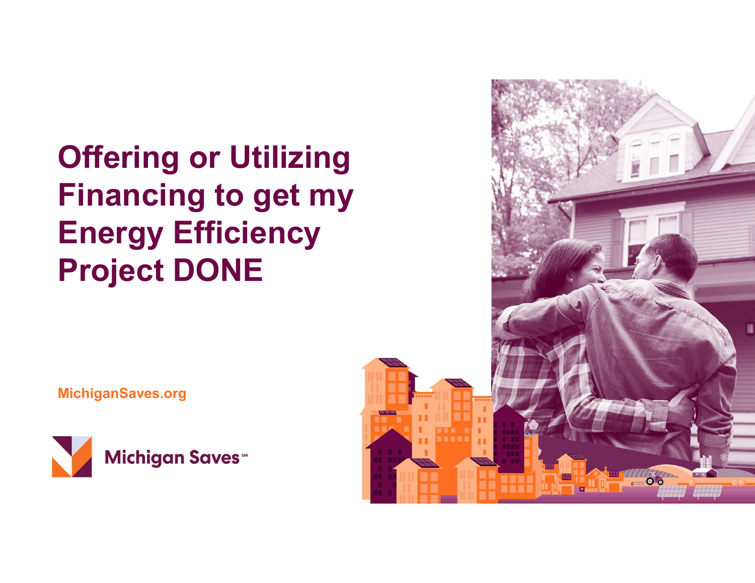# Offering or Utilizing Financing to get my Energy Efficiency Project DONE

MichiganSaves.org

Michigan Saves℠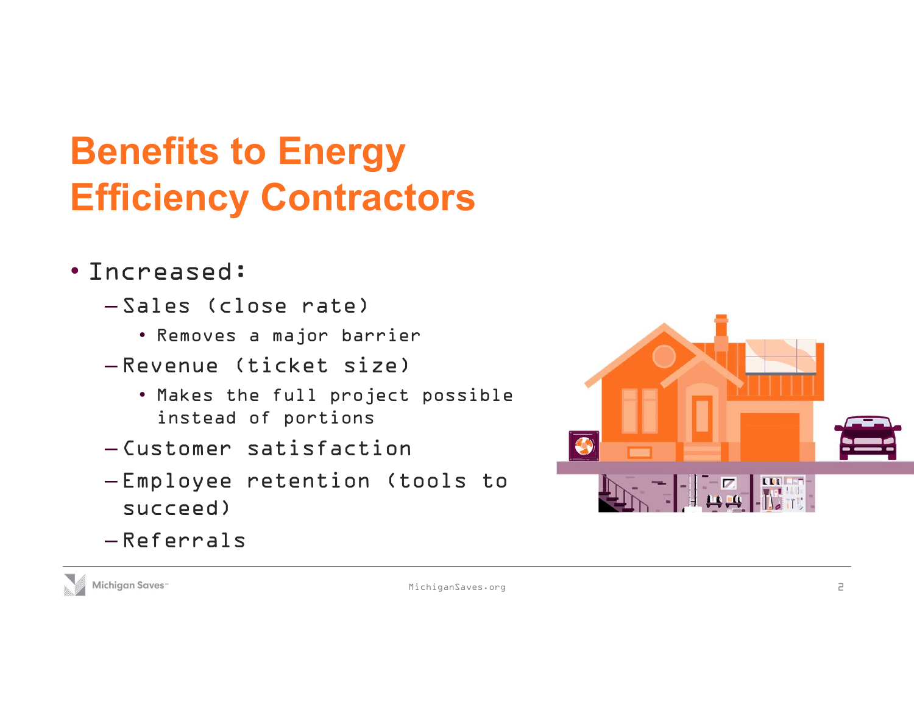# Benefits to Energy Efficiency Contractors

- Increased:
  - Sales (close rate)
    - Removes a major barrier
  - Revenue (ticket size)
    - Makes the full project possible instead of portions
  - Customer satisfaction
  - Employee retention (tools to succeed)
  - Referrals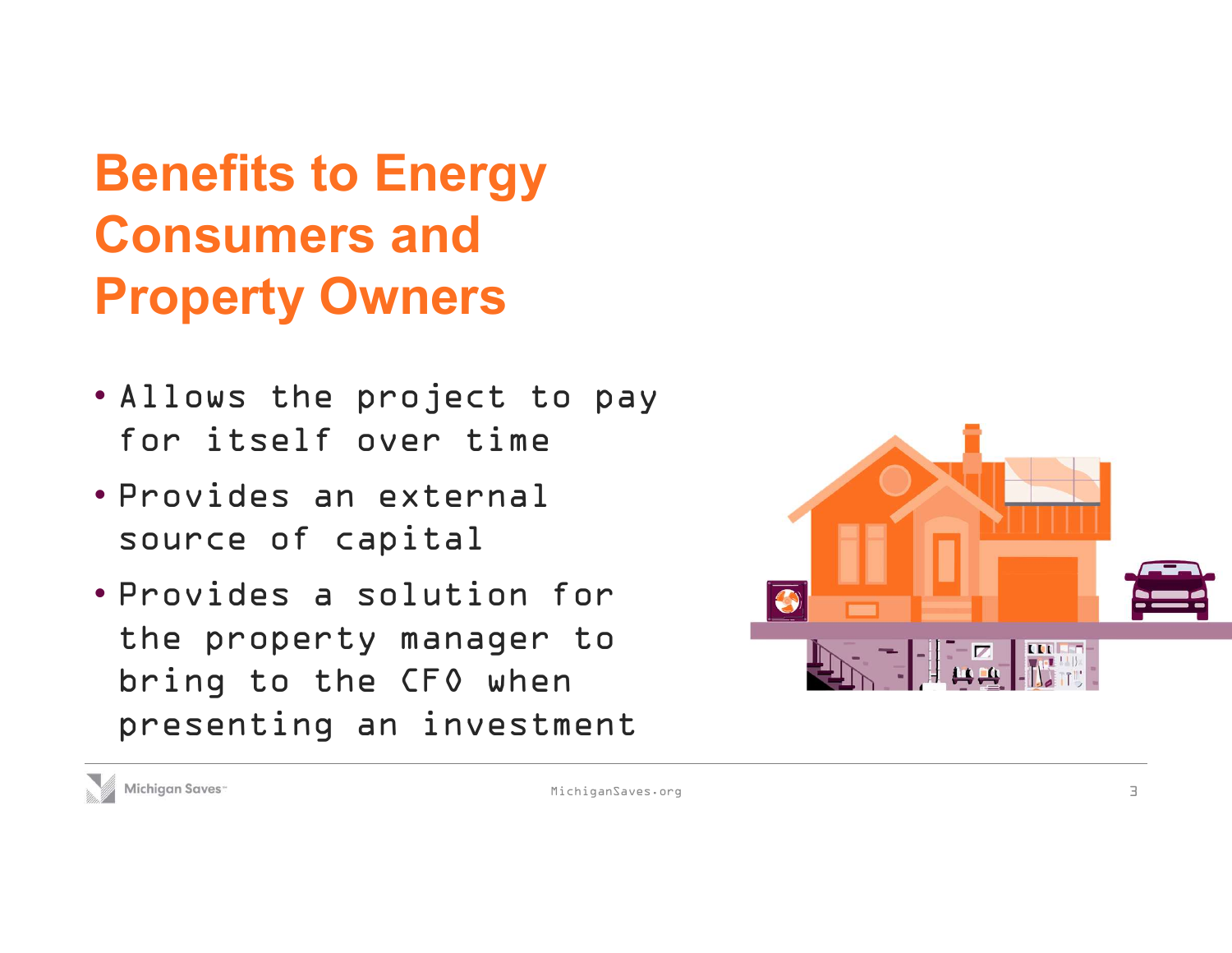# Benefits to Energy Consumers and Property Owners

- Allows the project to pay for itself over time
- Provides an external source of capital
- Provides a solution for the property manager to bring to the CFO when presenting an investment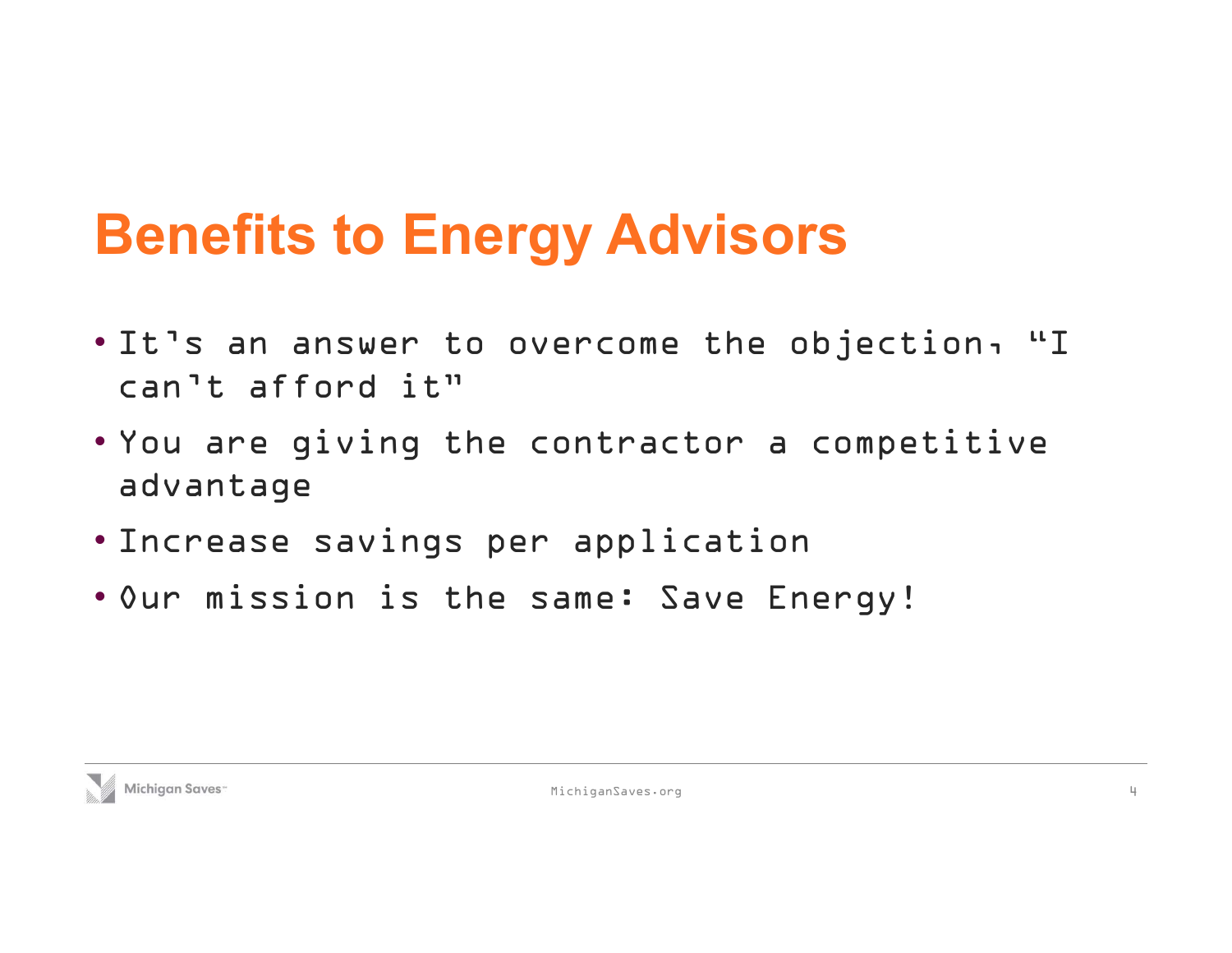# Benefits to Energy Advisors

- It's an answer to overcome the objection, "I can't afford it"
- You are giving the contractor a competitive advantage
- Increase savings per application
- Our mission is the same: Save Energy!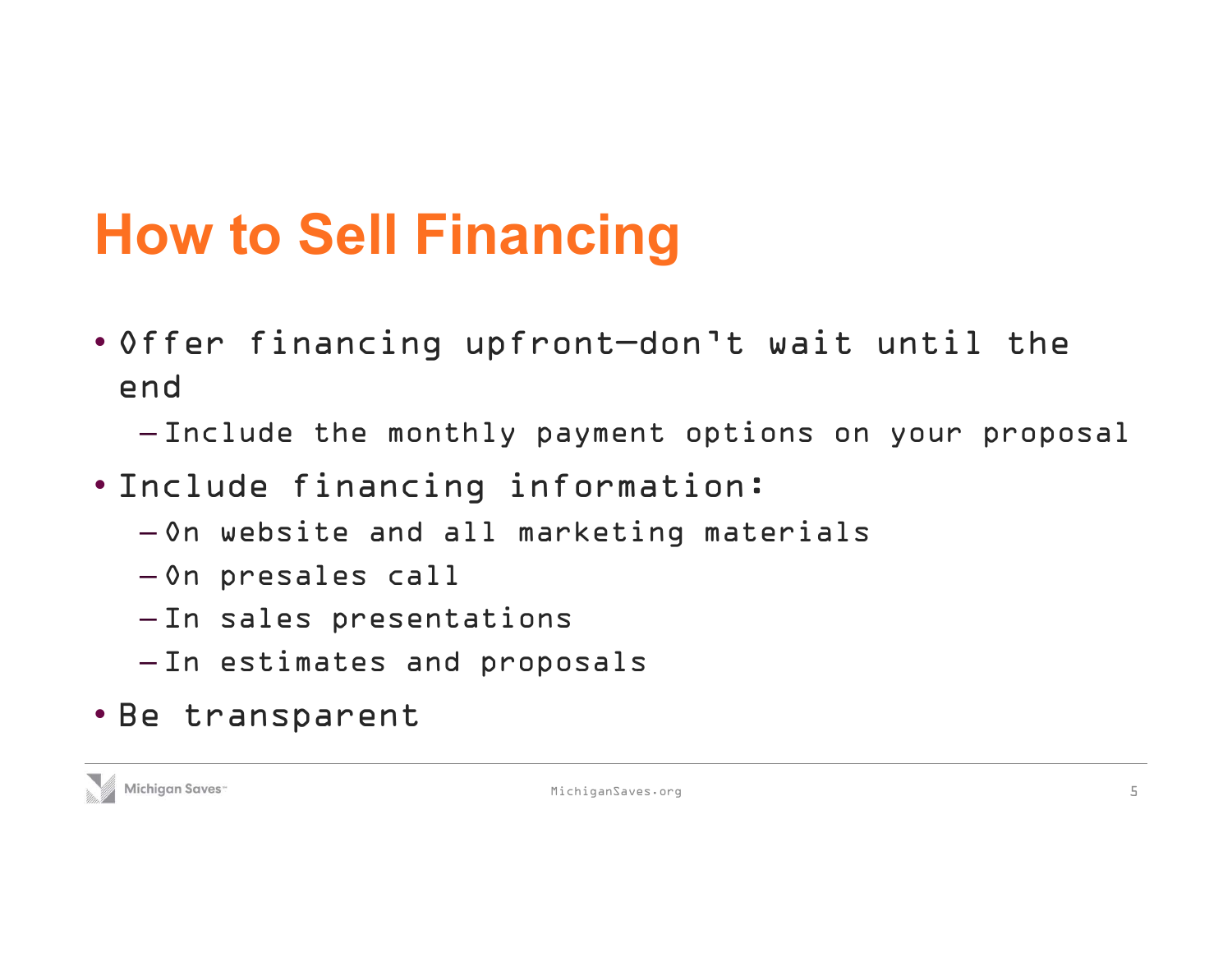# How to Sell Financing

- Offer financing upfront—don't wait until the end
  - Include the monthly payment options on your proposal
- Include financing information:
  - On website and all marketing materials
  - On presales call
  - In sales presentations
  - In estimates and proposals
- Be transparent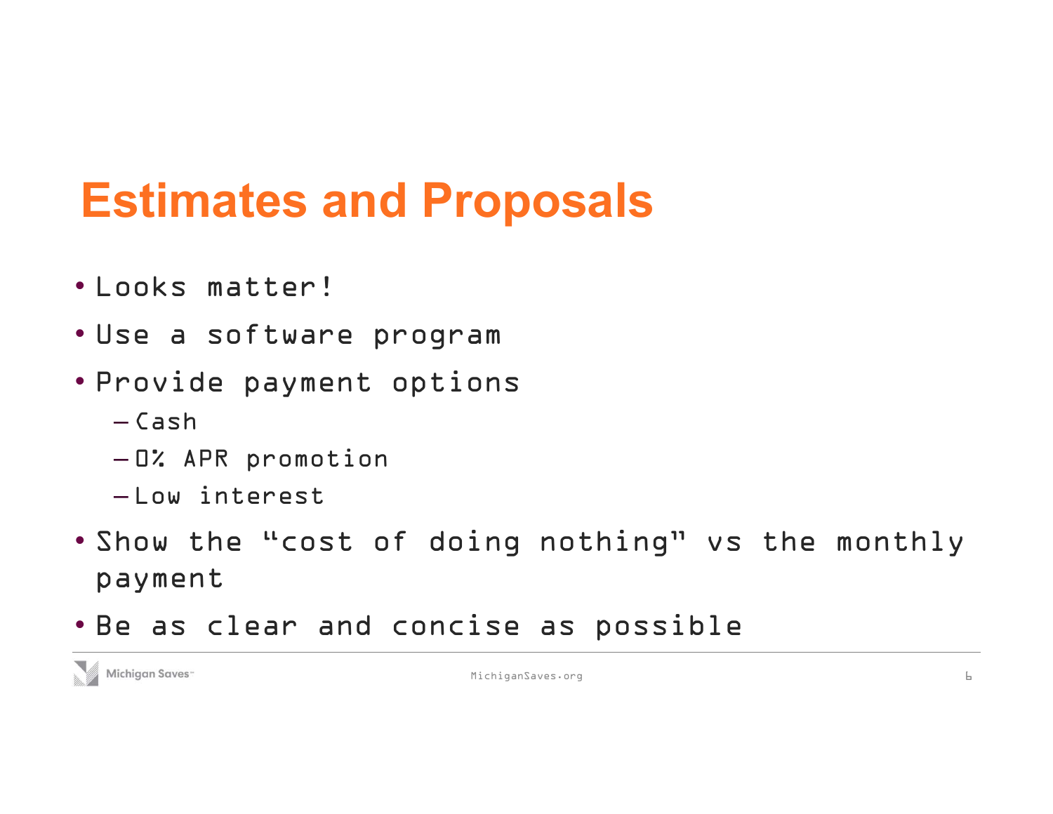# Estimates and Proposals

- Looks matter!
- Use a software program
- Provide payment options
  - Cash
  - 0% APR promotion
  - Low interest
- Show the "cost of doing nothing" vs the monthly payment
- Be as clear and concise as possible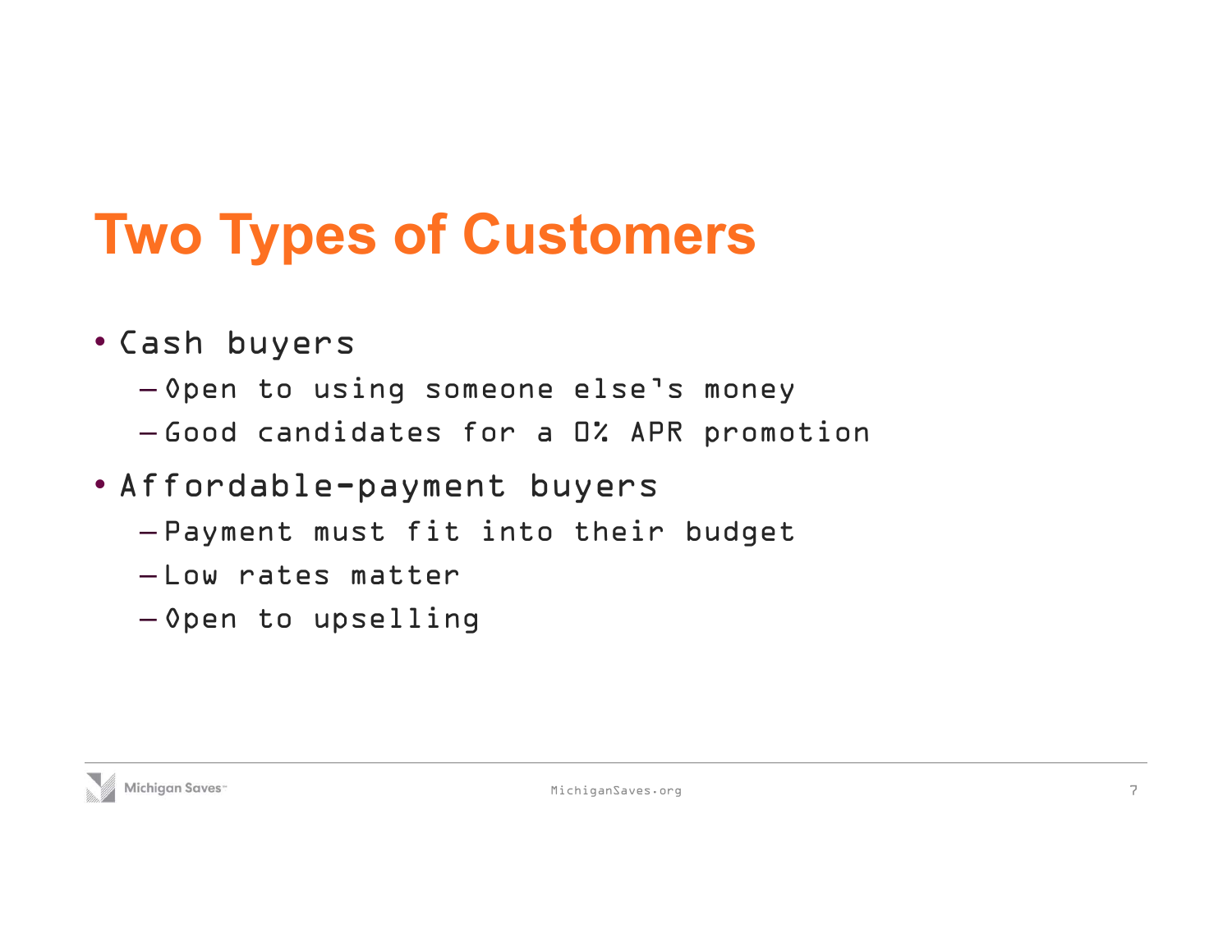# Two Types of Customers

- Cash buyers
  - Open to using someone else's money
  - Good candidates for a 0% APR promotion
- Affordable-payment buyers
  - Payment must fit into their budget
  - Low rates matter
  - Open to upselling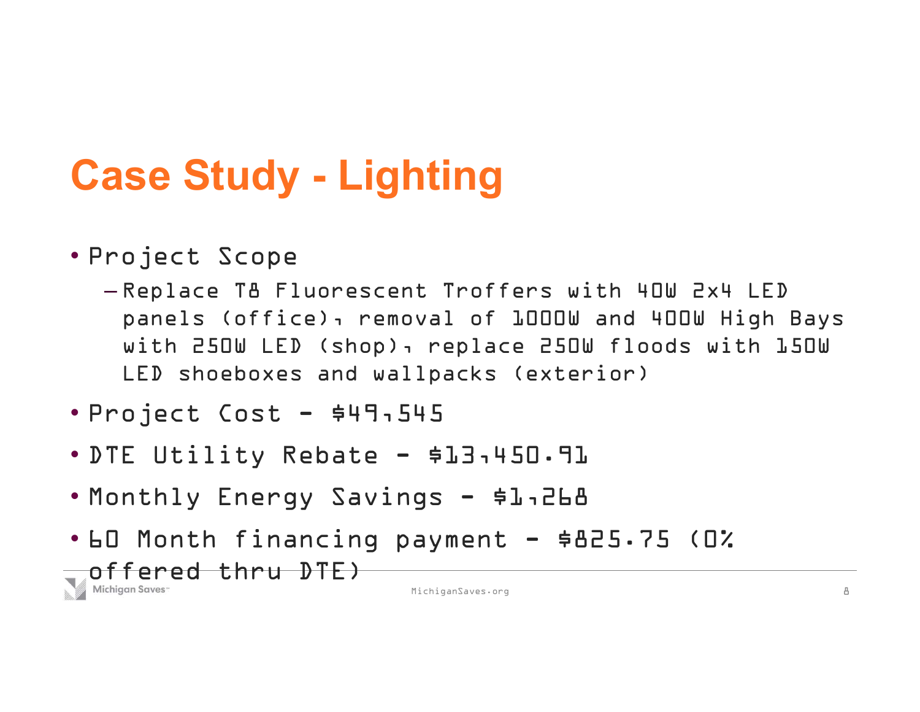# Case Study - Lighting

- Project Scope
  - Replace T8 Fluorescent Troffers with 40W 2x4 LED panels (office), removal of 1000W and 400W High Bays with 250W LED (shop), replace 250W floods with 150W LED shoeboxes and wallpacks (exterior)
- Project Cost - $49,545
- DTE Utility Rebate - $13,450.91
- Monthly Energy Savings - $1,268
- 60 Month financing payment - $825.75 (0% offered thru DTE)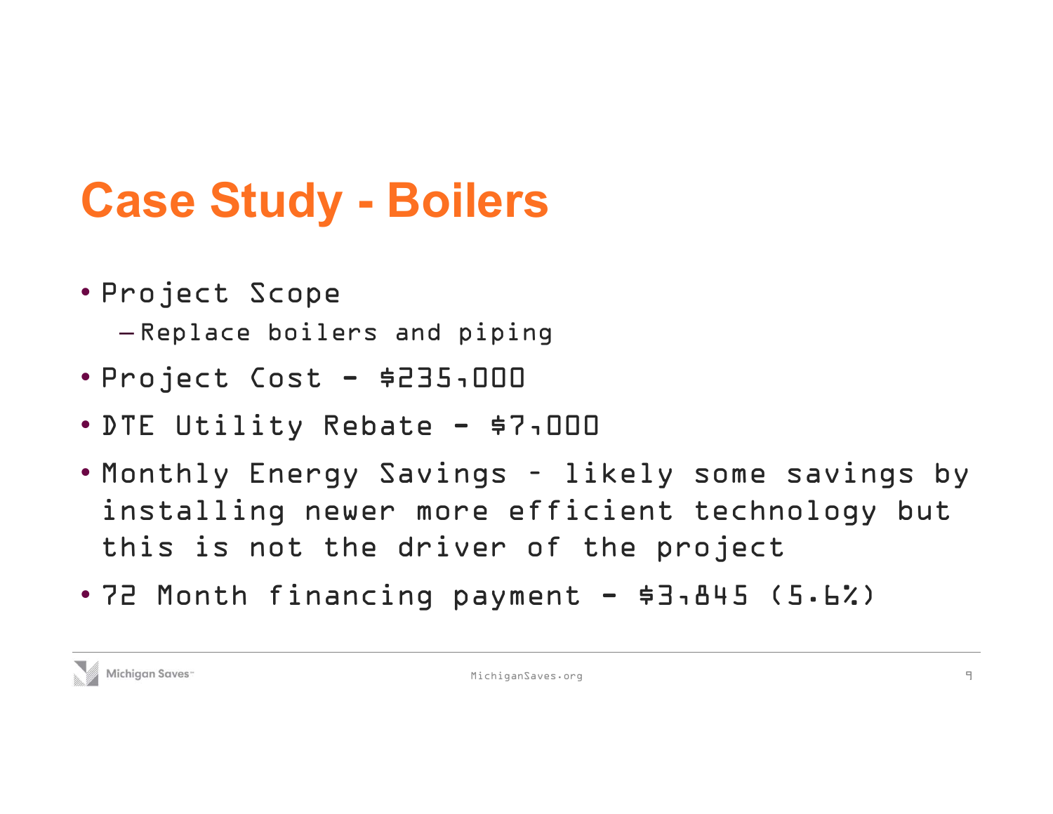# Case Study - Boilers

- Project Scope
  - Replace boilers and piping
- Project Cost - $235,000
- DTE Utility Rebate - $7,000
- Monthly Energy Savings – likely some savings by installing newer more efficient technology but this is not the driver of the project
- 72 Month financing payment - $3,845 (5.6%)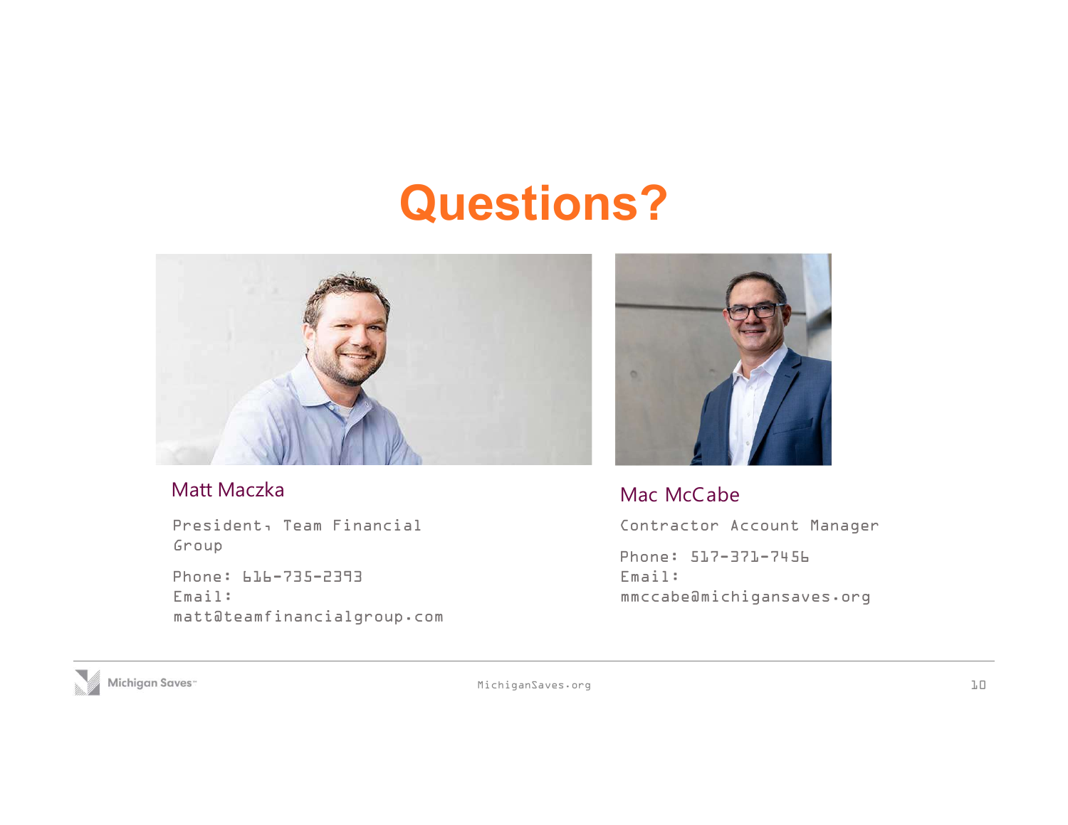# Questions?

**Matt Maczka**

President, Team Financial Group

Phone: 616-735-2393
Email: matt@teamfinancialgroup.com

**Mac McCabe**

Contractor Account Manager

Phone: 517-371-7456
Email: mmccabe@michigansaves.org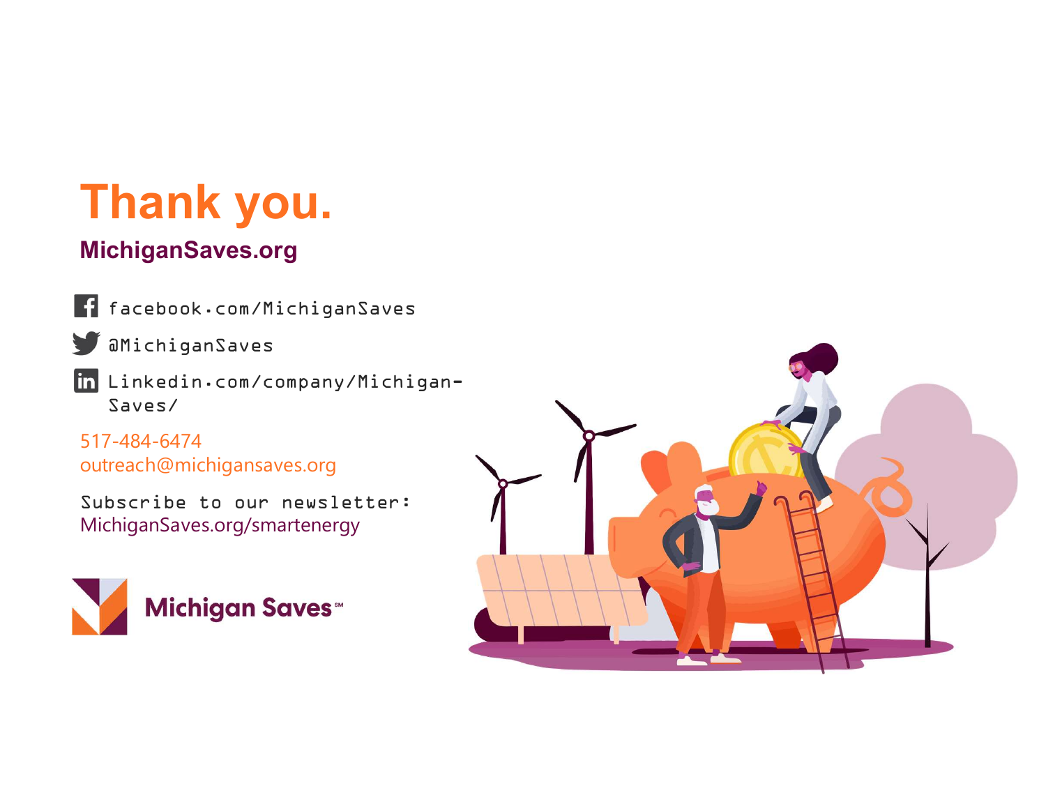# Thank you.

**MichiganSaves.org**

facebook.com/MichiganSaves

@MichiganSaves

Linkedin.com/company/Michigan-Saves/

517-484-6474
outreach@michigansaves.org

Subscribe to our newsletter:
MichiganSaves.org/smartenergy

Michigan Saves℠